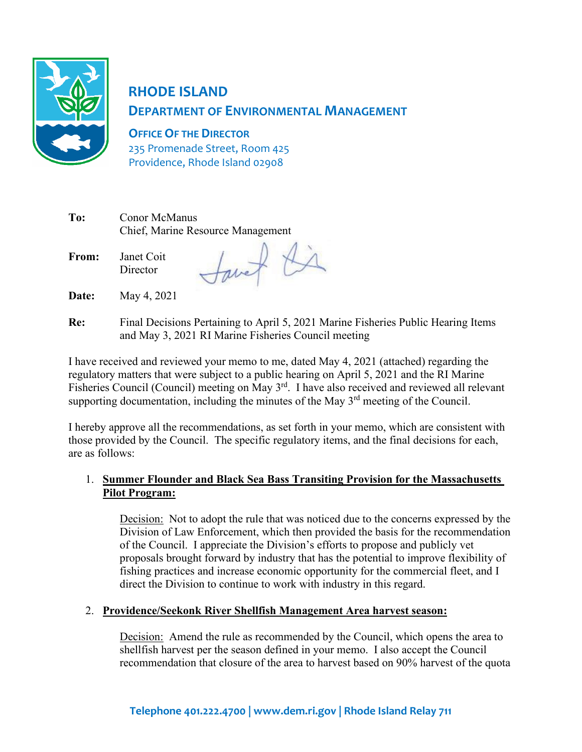# RHODE ISLAND
## DEPARTMENT OF ENVIRONMENTAL MANAGEMENT

**OFFICE OF THE DIRECTOR**
235 Promenade Street, Room 425
Providence, Rhode Island 02908

**To:** Conor McManus
Chief, Marine Resource Management

**From:** Janet Coit
Director

**Date:** May 4, 2021

**Re:** Final Decisions Pertaining to April 5, 2021 Marine Fisheries Public Hearing Items and May 3, 2021 RI Marine Fisheries Council meeting

I have received and reviewed your memo to me, dated May 4, 2021 (attached) regarding the regulatory matters that were subject to a public hearing on April 5, 2021 and the RI Marine Fisheries Council (Council) meeting on May 3rd. I have also received and reviewed all relevant supporting documentation, including the minutes of the May 3rd meeting of the Council.

I hereby approve all the recommendations, as set forth in your memo, which are consistent with those provided by the Council. The specific regulatory items, and the final decisions for each, are as follows:

1. **Summer Flounder and Black Sea Bass Transiting Provision for the Massachusetts Pilot Program:**

   Decision: Not to adopt the rule that was noticed due to the concerns expressed by the Division of Law Enforcement, which then provided the basis for the recommendation of the Council. I appreciate the Division's efforts to propose and publicly vet proposals brought forward by industry that has the potential to improve flexibility of fishing practices and increase economic opportunity for the commercial fleet, and I direct the Division to continue to work with industry in this regard.

2. **Providence/Seekonk River Shellfish Management Area harvest season:**

   Decision: Amend the rule as recommended by the Council, which opens the area to shellfish harvest per the season defined in your memo. I also accept the Council recommendation that closure of the area to harvest based on 90% harvest of the quota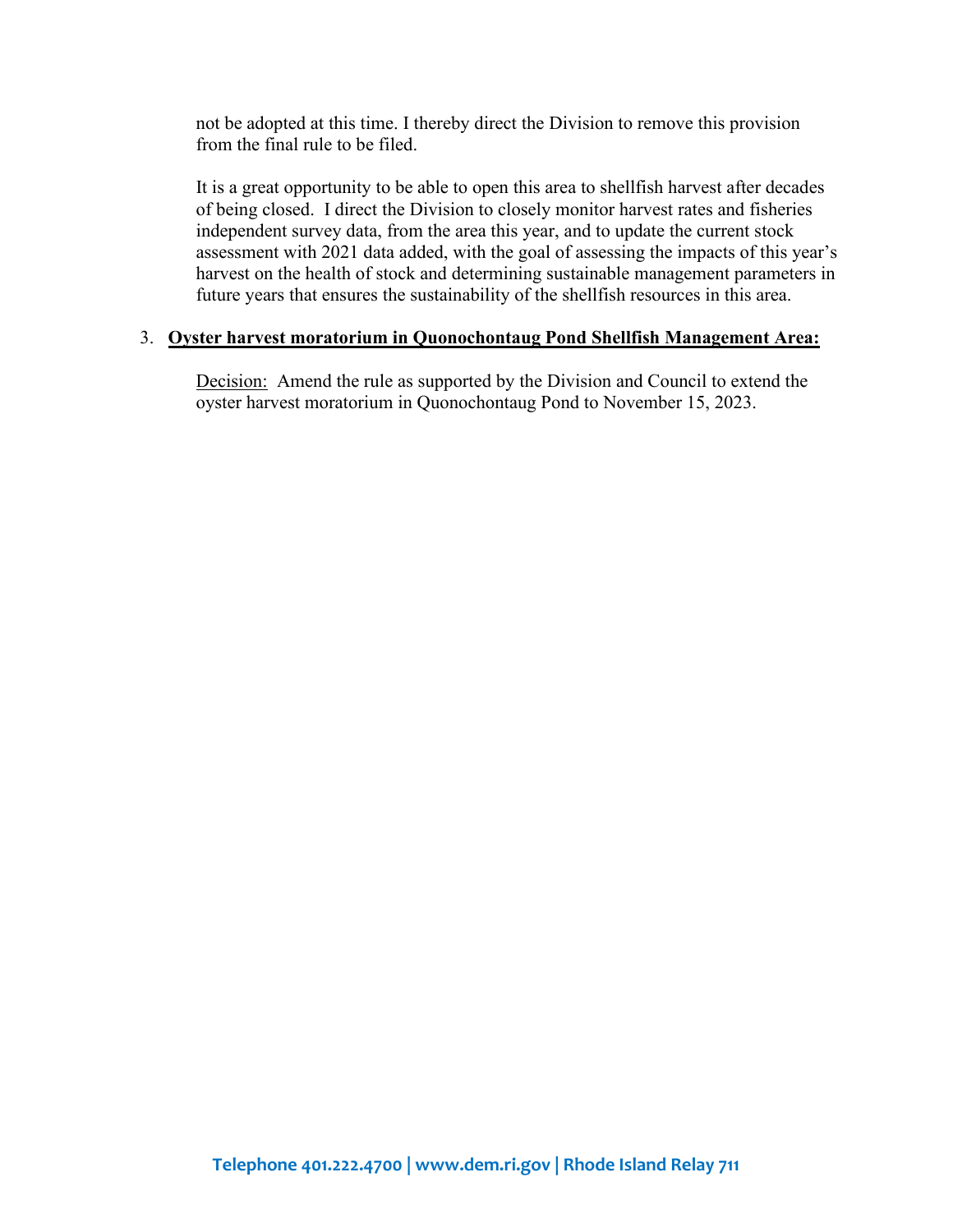not be adopted at this time. I thereby direct the Division to remove this provision from the final rule to be filed.

It is a great opportunity to be able to open this area to shellfish harvest after decades of being closed. I direct the Division to closely monitor harvest rates and fisheries independent survey data, from the area this year, and to update the current stock assessment with 2021 data added, with the goal of assessing the impacts of this year's harvest on the health of stock and determining sustainable management parameters in future years that ensures the sustainability of the shellfish resources in this area.

3. **Oyster harvest moratorium in Quonochontaug Pond Shellfish Management Area:**

   Decision: Amend the rule as supported by the Division and Council to extend the oyster harvest moratorium in Quonochontaug Pond to November 15, 2023.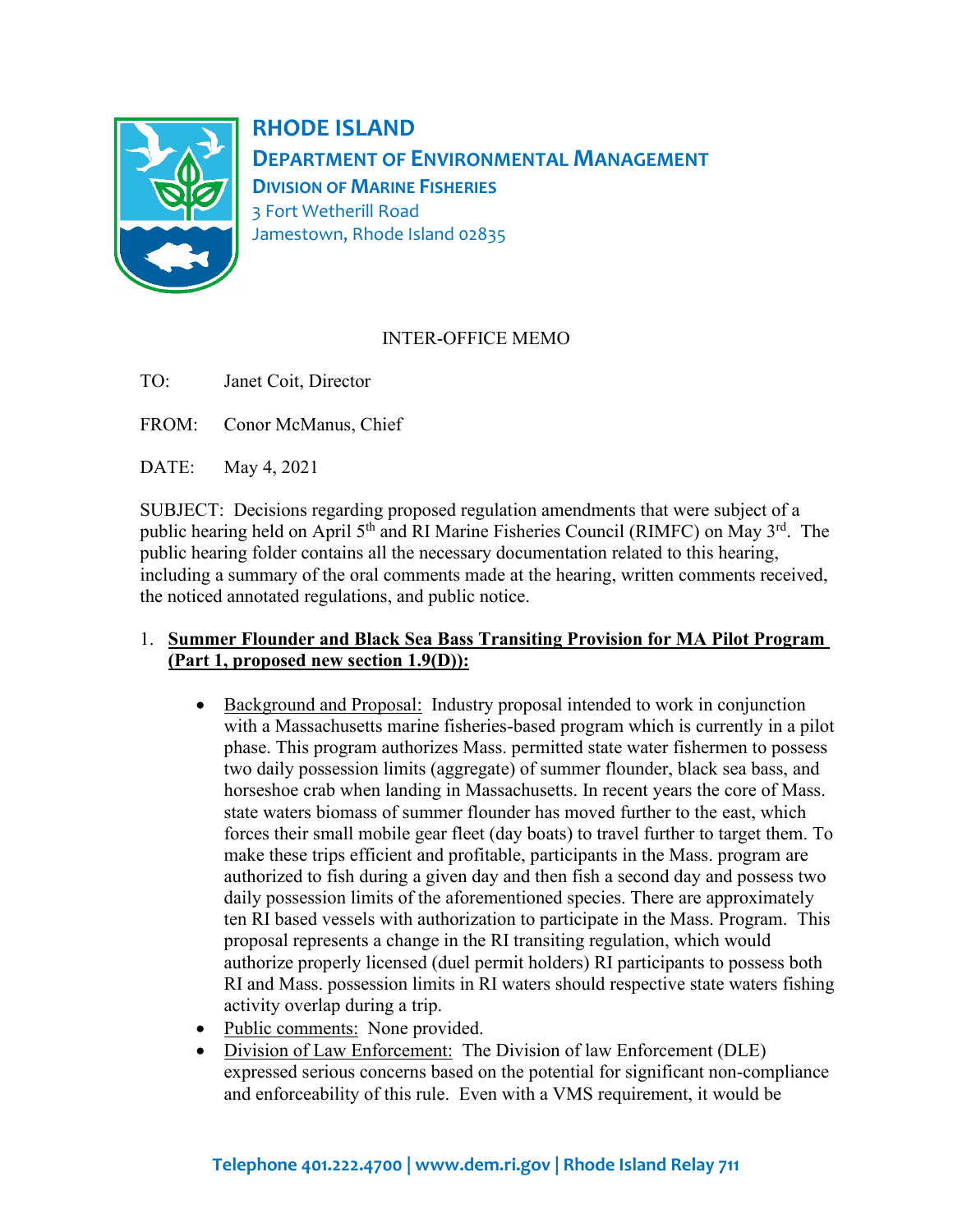**RHODE ISLAND**
**DEPARTMENT OF ENVIRONMENTAL MANAGEMENT**
**DIVISION OF MARINE FISHERIES**
3 Fort Wetherill Road
Jamestown, Rhode Island 02835

INTER-OFFICE MEMO

TO: Janet Coit, Director

FROM: Conor McManus, Chief

DATE: May 4, 2021

SUBJECT: Decisions regarding proposed regulation amendments that were subject of a public hearing held on April 5th and RI Marine Fisheries Council (RIMFC) on May 3rd. The public hearing folder contains all the necessary documentation related to this hearing, including a summary of the oral comments made at the hearing, written comments received, the noticed annotated regulations, and public notice.

1. **Summer Flounder and Black Sea Bass Transiting Provision for MA Pilot Program (Part 1, proposed new section 1.9(D)):**

   - Background and Proposal: Industry proposal intended to work in conjunction with a Massachusetts marine fisheries-based program which is currently in a pilot phase. This program authorizes Mass. permitted state water fishermen to possess two daily possession limits (aggregate) of summer flounder, black sea bass, and horseshoe crab when landing in Massachusetts. In recent years the core of Mass. state waters biomass of summer flounder has moved further to the east, which forces their small mobile gear fleet (day boats) to travel further to target them. To make these trips efficient and profitable, participants in the Mass. program are authorized to fish during a given day and then fish a second day and possess two daily possession limits of the aforementioned species. There are approximately ten RI based vessels with authorization to participate in the Mass. Program. This proposal represents a change in the RI transiting regulation, which would authorize properly licensed (duel permit holders) RI participants to possess both RI and Mass. possession limits in RI waters should respective state waters fishing activity overlap during a trip.
   - Public comments: None provided.
   - Division of Law Enforcement: The Division of law Enforcement (DLE) expressed serious concerns based on the potential for significant non-compliance and enforceability of this rule. Even with a VMS requirement, it would be

Telephone 401.222.4700 | www.dem.ri.gov | Rhode Island Relay 711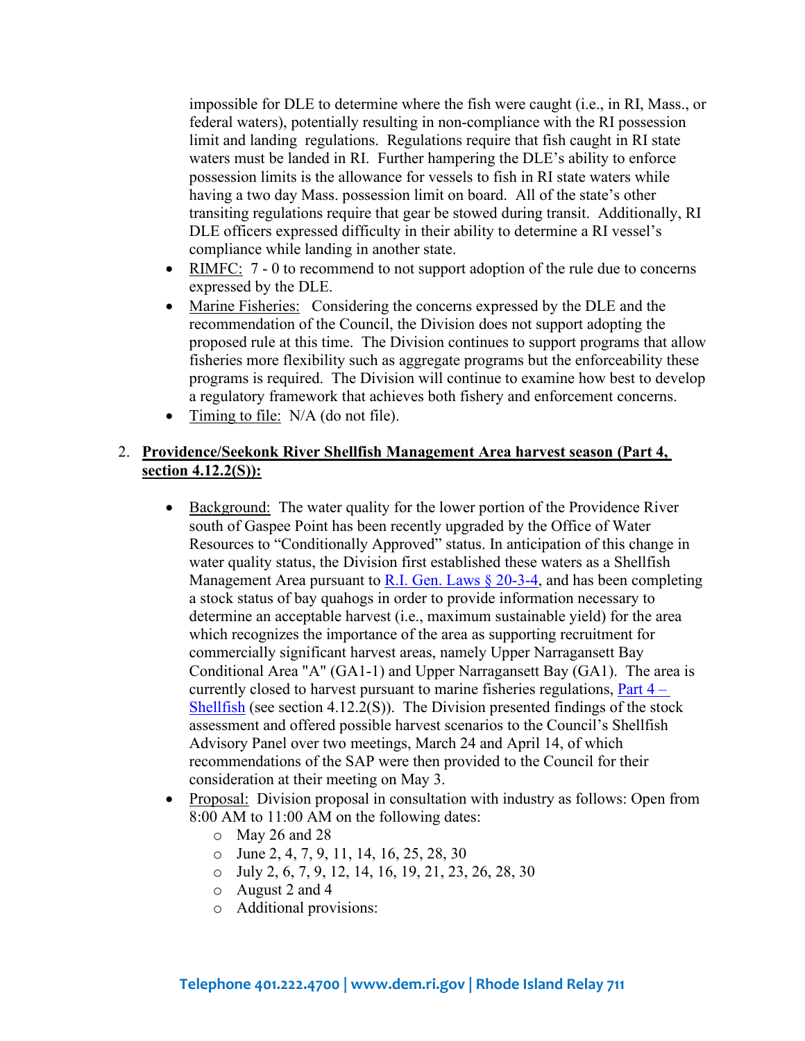impossible for DLE to determine where the fish were caught (i.e., in RI, Mass., or federal waters), potentially resulting in non-compliance with the RI possession limit and landing regulations. Regulations require that fish caught in RI state waters must be landed in RI. Further hampering the DLE's ability to enforce possession limits is the allowance for vessels to fish in RI state waters while having a two day Mass. possession limit on board. All of the state's other transiting regulations require that gear be stowed during transit. Additionally, RI DLE officers expressed difficulty in their ability to determine a RI vessel's compliance while landing in another state.

- RIMFC: 7 - 0 to recommend to not support adoption of the rule due to concerns expressed by the DLE.
- Marine Fisheries: Considering the concerns expressed by the DLE and the recommendation of the Council, the Division does not support adopting the proposed rule at this time. The Division continues to support programs that allow fisheries more flexibility such as aggregate programs but the enforceability these programs is required. The Division will continue to examine how best to develop a regulatory framework that achieves both fishery and enforcement concerns.
- Timing to file: N/A (do not file).

2. **Providence/Seekonk River Shellfish Management Area harvest season (Part 4, section 4.12.2(S)):**

   - Background: The water quality for the lower portion of the Providence River south of Gaspee Point has been recently upgraded by the Office of Water Resources to "Conditionally Approved" status. In anticipation of this change in water quality status, the Division first established these waters as a Shellfish Management Area pursuant to R.I. Gen. Laws § 20-3-4, and has been completing a stock status of bay quahogs in order to provide information necessary to determine an acceptable harvest (i.e., maximum sustainable yield) for the area which recognizes the importance of the area as supporting recruitment for commercially significant harvest areas, namely Upper Narragansett Bay Conditional Area "A" (GA1-1) and Upper Narragansett Bay (GA1). The area is currently closed to harvest pursuant to marine fisheries regulations, Part 4 – Shellfish (see section 4.12.2(S)). The Division presented findings of the stock assessment and offered possible harvest scenarios to the Council's Shellfish Advisory Panel over two meetings, March 24 and April 14, of which recommendations of the SAP were then provided to the Council for their consideration at their meeting on May 3.
   - Proposal: Division proposal in consultation with industry as follows: Open from 8:00 AM to 11:00 AM on the following dates:
     - May 26 and 28
     - June 2, 4, 7, 9, 11, 14, 16, 25, 28, 30
     - July 2, 6, 7, 9, 12, 14, 16, 19, 21, 23, 26, 28, 30
     - August 2 and 4
     - Additional provisions: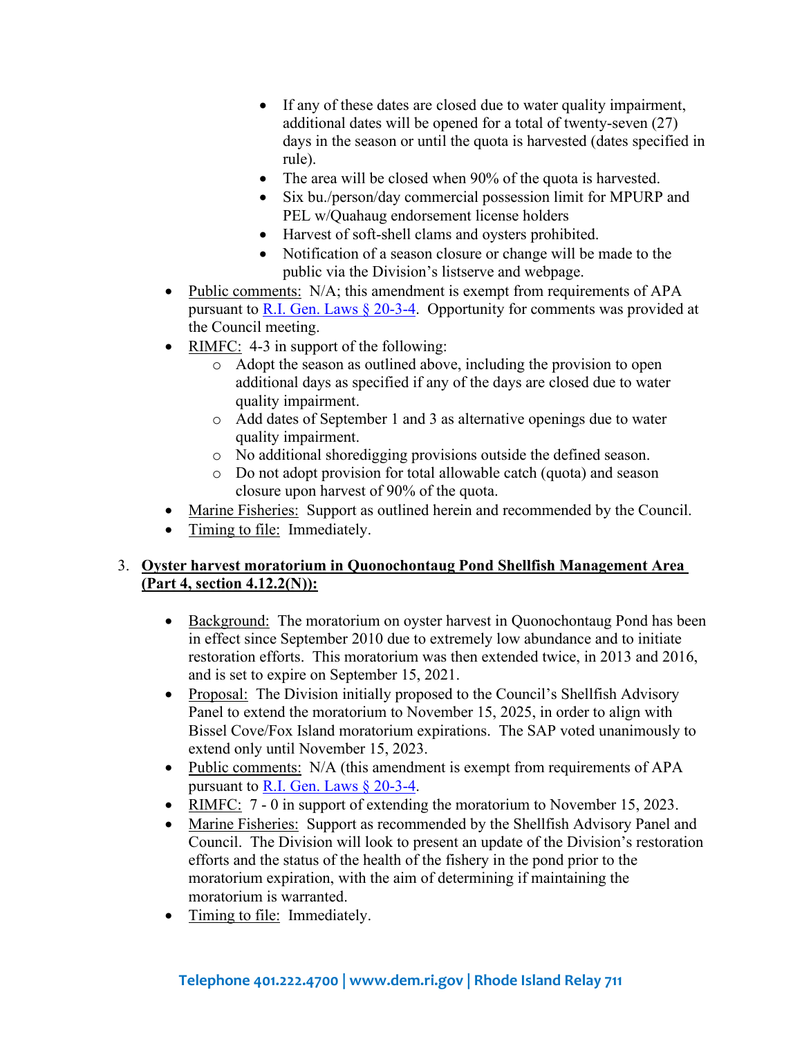- If any of these dates are closed due to water quality impairment, additional dates will be opened for a total of twenty-seven (27) days in the season or until the quota is harvested (dates specified in rule).
    - The area will be closed when 90% of the quota is harvested.
    - Six bu./person/day commercial possession limit for MPURP and PEL w/Quahaug endorsement license holders
    - Harvest of soft-shell clams and oysters prohibited.
    - Notification of a season closure or change will be made to the public via the Division's listserve and webpage.
- Public comments: N/A; this amendment is exempt from requirements of APA pursuant to R.I. Gen. Laws § 20-3-4. Opportunity for comments was provided at the Council meeting.
- RIMFC: 4-3 in support of the following:
    - Adopt the season as outlined above, including the provision to open additional days as specified if any of the days are closed due to water quality impairment.
    - Add dates of September 1 and 3 as alternative openings due to water quality impairment.
    - No additional shoredigging provisions outside the defined season.
    - Do not adopt provision for total allowable catch (quota) and season closure upon harvest of 90% of the quota.
- Marine Fisheries: Support as outlined herein and recommended by the Council.
- Timing to file: Immediately.

3. **Oyster harvest moratorium in Quonochontaug Pond Shellfish Management Area (Part 4, section 4.12.2(N)):**

- Background: The moratorium on oyster harvest in Quonochontaug Pond has been in effect since September 2010 due to extremely low abundance and to initiate restoration efforts. This moratorium was then extended twice, in 2013 and 2016, and is set to expire on September 15, 2021.
- Proposal: The Division initially proposed to the Council's Shellfish Advisory Panel to extend the moratorium to November 15, 2025, in order to align with Bissel Cove/Fox Island moratorium expirations. The SAP voted unanimously to extend only until November 15, 2023.
- Public comments: N/A (this amendment is exempt from requirements of APA pursuant to R.I. Gen. Laws § 20-3-4.
- RIMFC: 7 - 0 in support of extending the moratorium to November 15, 2023.
- Marine Fisheries: Support as recommended by the Shellfish Advisory Panel and Council. The Division will look to present an update of the Division's restoration efforts and the status of the health of the fishery in the pond prior to the moratorium expiration, with the aim of determining if maintaining the moratorium is warranted.
- Timing to file: Immediately.